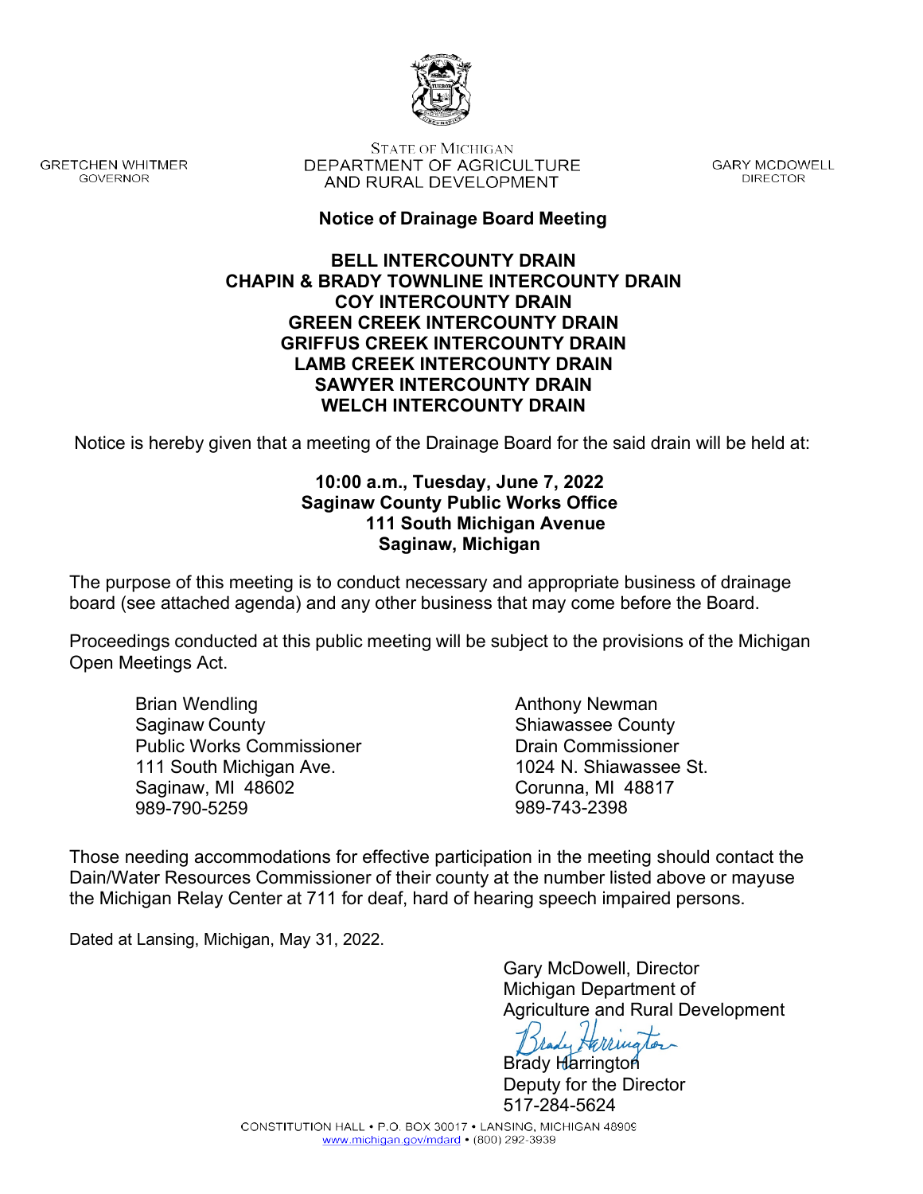GRETCHEN WHITMER
GOVERNOR

STATE OF MICHIGAN
DEPARTMENT OF AGRICULTURE
AND RURAL DEVELOPMENT

GARY MCDOWELL
DIRECTOR

## Notice of Drainage Board Meeting

**BELL INTERCOUNTY DRAIN**
**CHAPIN & BRADY TOWNLINE INTERCOUNTY DRAIN**
**COY INTERCOUNTY DRAIN**
**GREEN CREEK INTERCOUNTY DRAIN**
**GRIFFUS CREEK INTERCOUNTY DRAIN**
**LAMB CREEK INTERCOUNTY DRAIN**
**SAWYER INTERCOUNTY DRAIN**
**WELCH INTERCOUNTY DRAIN**

Notice is hereby given that a meeting of the Drainage Board for the said drain will be held at:

**10:00 a.m., Tuesday, June 7, 2022**
**Saginaw County Public Works Office**
**111 South Michigan Avenue**
**Saginaw, Michigan**

The purpose of this meeting is to conduct necessary and appropriate business of drainage board (see attached agenda) and any other business that may come before the Board.

Proceedings conducted at this public meeting will be subject to the provisions of the Michigan Open Meetings Act.

Brian Wendling
Saginaw County
Public Works Commissioner
111 South Michigan Ave.
Saginaw, MI 48602
989-790-5259

Anthony Newman
Shiawassee County
Drain Commissioner
1024 N. Shiawassee St.
Corunna, MI 48817
989-743-2398

Those needing accommodations for effective participation in the meeting should contact the Dain/Water Resources Commissioner of their county at the number listed above or mayuse the Michigan Relay Center at 711 for deaf, hard of hearing speech impaired persons.

Dated at Lansing, Michigan, May 31, 2022.

Gary McDowell, Director
Michigan Department of
Agriculture and Rural Development

Brady Harrington
Deputy for the Director
517-284-5624

CONSTITUTION HALL • P.O. BOX 30017 • LANSING, MICHIGAN 48909
www.michigan.gov/mdard • (800) 292-3939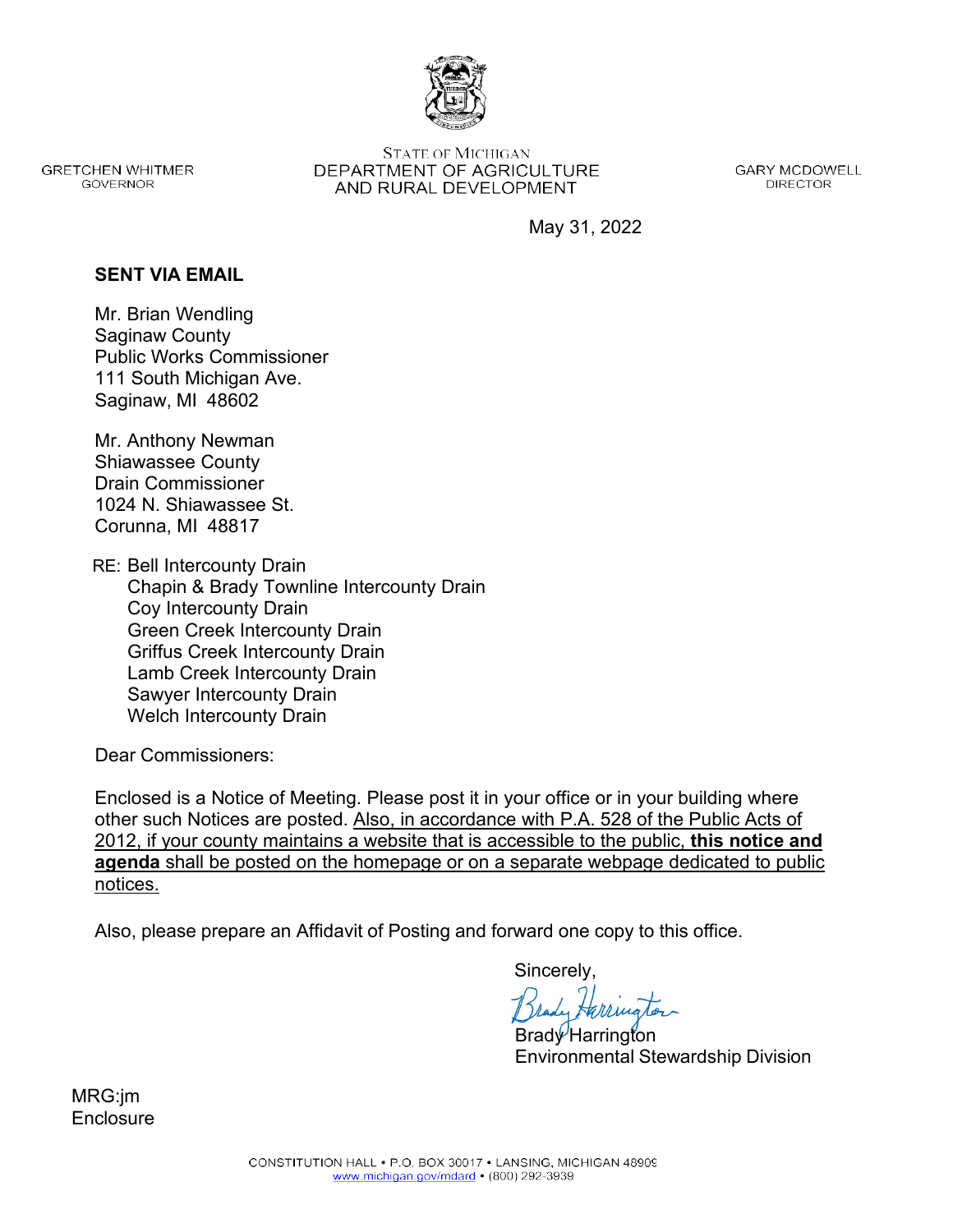GRETCHEN WHITMER
GOVERNOR

STATE OF MICHIGAN
DEPARTMENT OF AGRICULTURE
AND RURAL DEVELOPMENT

GARY MCDOWELL
DIRECTOR

May 31, 2022

**SENT VIA EMAIL**

Mr. Brian Wendling
Saginaw County
Public Works Commissioner
111 South Michigan Ave.
Saginaw, MI 48602

Mr. Anthony Newman
Shiawassee County
Drain Commissioner
1024 N. Shiawassee St.
Corunna, MI 48817

RE: Bell Intercounty Drain
Chapin & Brady Townline Intercounty Drain
Coy Intercounty Drain
Green Creek Intercounty Drain
Griffus Creek Intercounty Drain
Lamb Creek Intercounty Drain
Sawyer Intercounty Drain
Welch Intercounty Drain

Dear Commissioners:

Enclosed is a Notice of Meeting. Please post it in your office or in your building where other such Notices are posted. <u>Also, in accordance with P.A. 528 of the Public Acts of 2012, if your county maintains a website that is accessible to the public, **this notice and agenda** shall be posted on the homepage or on a separate webpage dedicated to public notices.</u>

Also, please prepare an Affidavit of Posting and forward one copy to this office.

Sincerely,

Brady Harrington
Environmental Stewardship Division

MRG:jm
Enclosure

CONSTITUTION HALL • P.O. BOX 30017 • LANSING, MICHIGAN 48909
www.michigan.gov/mdard • (800) 292-3939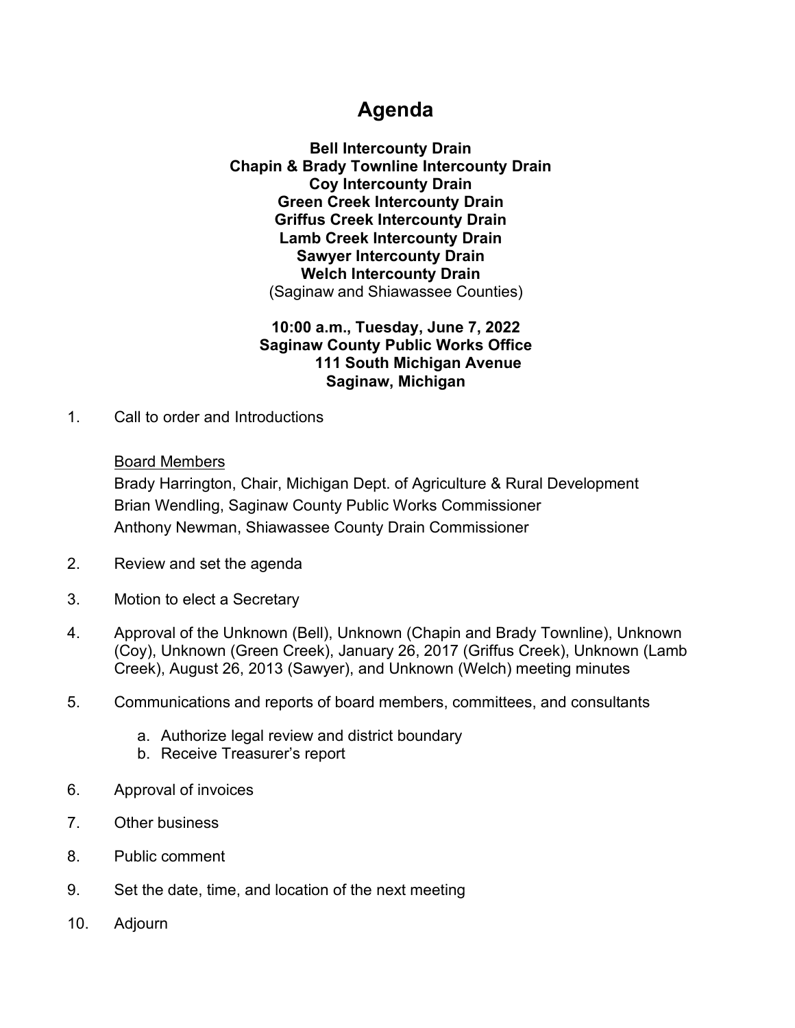# Agenda

**Bell Intercounty Drain**
**Chapin & Brady Townline Intercounty Drain**
**Coy Intercounty Drain**
**Green Creek Intercounty Drain**
**Griffus Creek Intercounty Drain**
**Lamb Creek Intercounty Drain**
**Sawyer Intercounty Drain**
**Welch Intercounty Drain**
(Saginaw and Shiawassee Counties)

**10:00 a.m., Tuesday, June 7, 2022**
**Saginaw County Public Works Office**
**111 South Michigan Avenue**
**Saginaw, Michigan**

1. Call to order and Introductions

   Board Members
   Brady Harrington, Chair, Michigan Dept. of Agriculture & Rural Development
   Brian Wendling, Saginaw County Public Works Commissioner
   Anthony Newman, Shiawassee County Drain Commissioner

2. Review and set the agenda

3. Motion to elect a Secretary

4. Approval of the Unknown (Bell), Unknown (Chapin and Brady Townline), Unknown (Coy), Unknown (Green Creek), January 26, 2017 (Griffus Creek), Unknown (Lamb Creek), August 26, 2013 (Sawyer), and Unknown (Welch) meeting minutes

5. Communications and reports of board members, committees, and consultants

   a. Authorize legal review and district boundary
   b. Receive Treasurer's report

6. Approval of invoices

7. Other business

8. Public comment

9. Set the date, time, and location of the next meeting

10. Adjourn